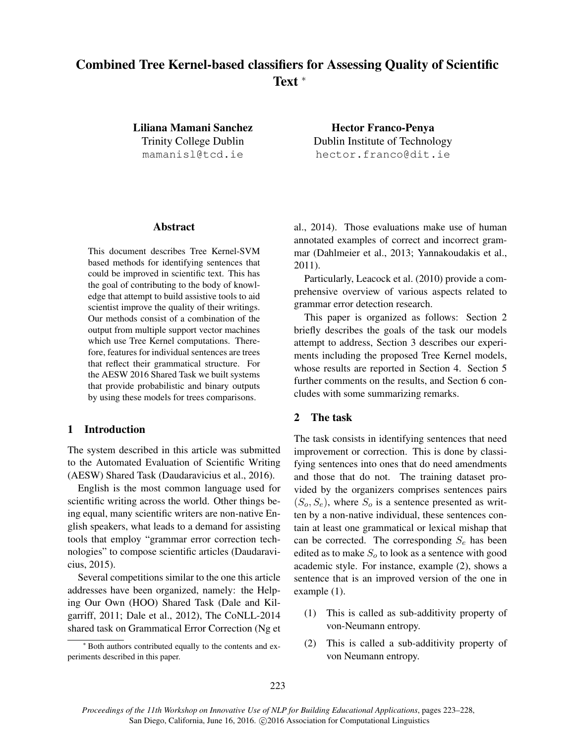# Combined Tree Kernel-based classifiers for Assessing Quality of Scientific Text [*]

**Liliana Mamani Sanchez**
Trinity College Dublin
mamanisl@tcd.ie

**Hector Franco-Penya**
Dublin Institute of Technology
hector.franco@dit.ie

## Abstract

This document describes Tree Kernel-SVM based methods for identifying sentences that could be improved in scientific text. This has the goal of contributing to the body of knowledge that attempt to build assistive tools to aid scientist improve the quality of their writings. Our methods consist of a combination of the output from multiple support vector machines which use Tree Kernel computations. Therefore, features for individual sentences are trees that reflect their grammatical structure. For the AESW 2016 Shared Task we built systems that provide probabilistic and binary outputs by using these models for trees comparisons.

## 1 Introduction

The system described in this article was submitted to the Automated Evaluation of Scientific Writing (AESW) Shared Task (Daudaravicius et al., 2016).

English is the most common language used for scientific writing across the world. Other things being equal, many scientific writers are non-native English speakers, what leads to a demand for assisting tools that employ "grammar error correction technologies" to compose scientific articles (Daudaravicius, 2015).

Several competitions similar to the one this article addresses have been organized, namely: the Helping Our Own (HOO) Shared Task (Dale and Kilgarriff, 2011; Dale et al., 2012), The CoNLL-2014 shared task on Grammatical Error Correction (Ng et al., 2014). Those evaluations make use of human annotated examples of correct and incorrect grammar (Dahlmeier et al., 2013; Yannakoudakis et al., 2011).

Particularly, Leacock et al. (2010) provide a comprehensive overview of various aspects related to grammar error detection research.

This paper is organized as follows: Section 2 briefly describes the goals of the task our models attempt to address, Section 3 describes our experiments including the proposed Tree Kernel models, whose results are reported in Section 4. Section 5 further comments on the results, and Section 6 concludes with some summarizing remarks.

## 2 The task

The task consists in identifying sentences that need improvement or correction. This is done by classifying sentences into ones that do need amendments and those that do not. The training dataset provided by the organizers comprises sentences pairs $(S_o, S_e)$, where $S_o$ is a sentence presented as written by a non-native individual, these sentences contain at least one grammatical or lexical mishap that can be corrected. The corresponding $S_e$ has been edited as to make $S_o$ to look as a sentence with good academic style. For instance, example (2), shows a sentence that is an improved version of the one in example (1).

(1) This is called as sub-additivity property of von-Neumann entropy.

(2) This is called a sub-additivity property of von Neumann entropy.

[*] Both authors contributed equally to the contents and experiments described in this paper.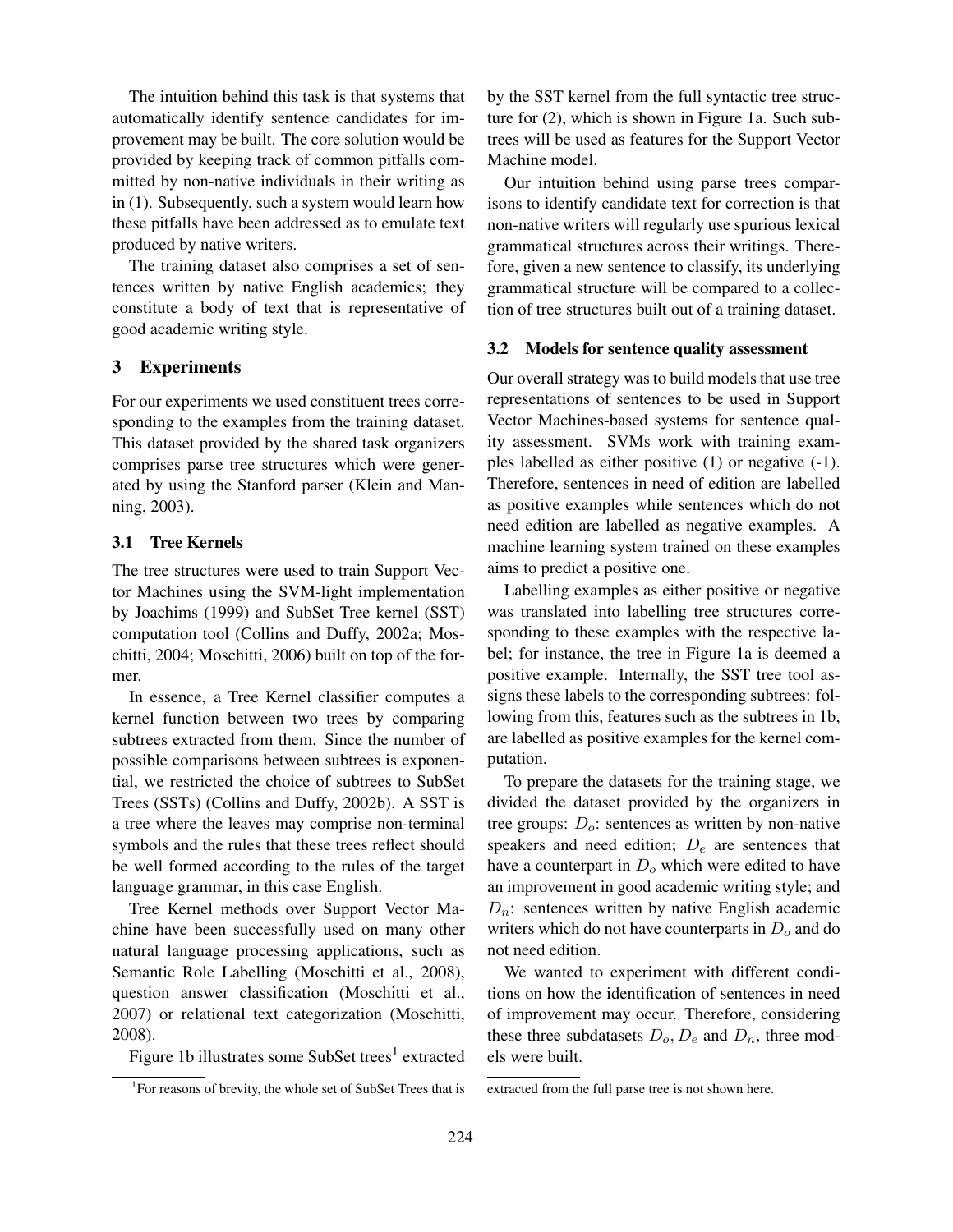The intuition behind this task is that systems that automatically identify sentence candidates for improvement may be built. The core solution would be provided by keeping track of common pitfalls committed by non-native individuals in their writing as in (1). Subsequently, such a system would learn how these pitfalls have been addressed as to emulate text produced by native writers.

The training dataset also comprises a set of sentences written by native English academics; they constitute a body of text that is representative of good academic writing style.

## 3 Experiments

For our experiments we used constituent trees corresponding to the examples from the training dataset. This dataset provided by the shared task organizers comprises parse tree structures which were generated by using the Stanford parser (Klein and Manning, 2003).

### 3.1 Tree Kernels

The tree structures were used to train Support Vector Machines using the SVM-light implementation by Joachims (1999) and SubSet Tree kernel (SST) computation tool (Collins and Duffy, 2002a; Moschitti, 2004; Moschitti, 2006) built on top of the former.

In essence, a Tree Kernel classifier computes a kernel function between two trees by comparing subtrees extracted from them. Since the number of possible comparisons between subtrees is exponential, we restricted the choice of subtrees to SubSet Trees (SSTs) (Collins and Duffy, 2002b). A SST is a tree where the leaves may comprise non-terminal symbols and the rules that these trees reflect should be well formed according to the rules of the target language grammar, in this case English.

Tree Kernel methods over Support Vector Machine have been successfully used on many other natural language processing applications, such as Semantic Role Labelling (Moschitti et al., 2008), question answer classification (Moschitti et al., 2007) or relational text categorization (Moschitti, 2008).

Figure 1b illustrates some SubSet trees[1] extracted by the SST kernel from the full syntactic tree structure for (2), which is shown in Figure 1a. Such subtrees will be used as features for the Support Vector Machine model.

Our intuition behind using parse trees comparisons to identify candidate text for correction is that non-native writers will regularly use spurious lexical grammatical structures across their writings. Therefore, given a new sentence to classify, its underlying grammatical structure will be compared to a collection of tree structures built out of a training dataset.

### 3.2 Models for sentence quality assessment

Our overall strategy was to build models that use tree representations of sentences to be used in Support Vector Machines-based systems for sentence quality assessment. SVMs work with training examples labelled as either positive (1) or negative (-1). Therefore, sentences in need of edition are labelled as positive examples while sentences which do not need edition are labelled as negative examples. A machine learning system trained on these examples aims to predict a positive one.

Labelling examples as either positive or negative was translated into labelling tree structures corresponding to these examples with the respective label; for instance, the tree in Figure 1a is deemed a positive example. Internally, the SST tree tool assigns these labels to the corresponding subtrees: following from this, features such as the subtrees in 1b, are labelled as positive examples for the kernel computation.

To prepare the datasets for the training stage, we divided the dataset provided by the organizers in tree groups: $D_o$: sentences as written by non-native speakers and need edition; $D_e$ are sentences that have a counterpart in $D_o$ which were edited to have an improvement in good academic writing style; and $D_n$: sentences written by native English academic writers which do not have counterparts in $D_o$ and do not need edition.

We wanted to experiment with different conditions on how the identification of sentences in need of improvement may occur. Therefore, considering these three subdatasets $D_o, D_e$ and $D_n$, three models were built.

[1] For reasons of brevity, the whole set of SubSet Trees that is extracted from the full parse tree is not shown here.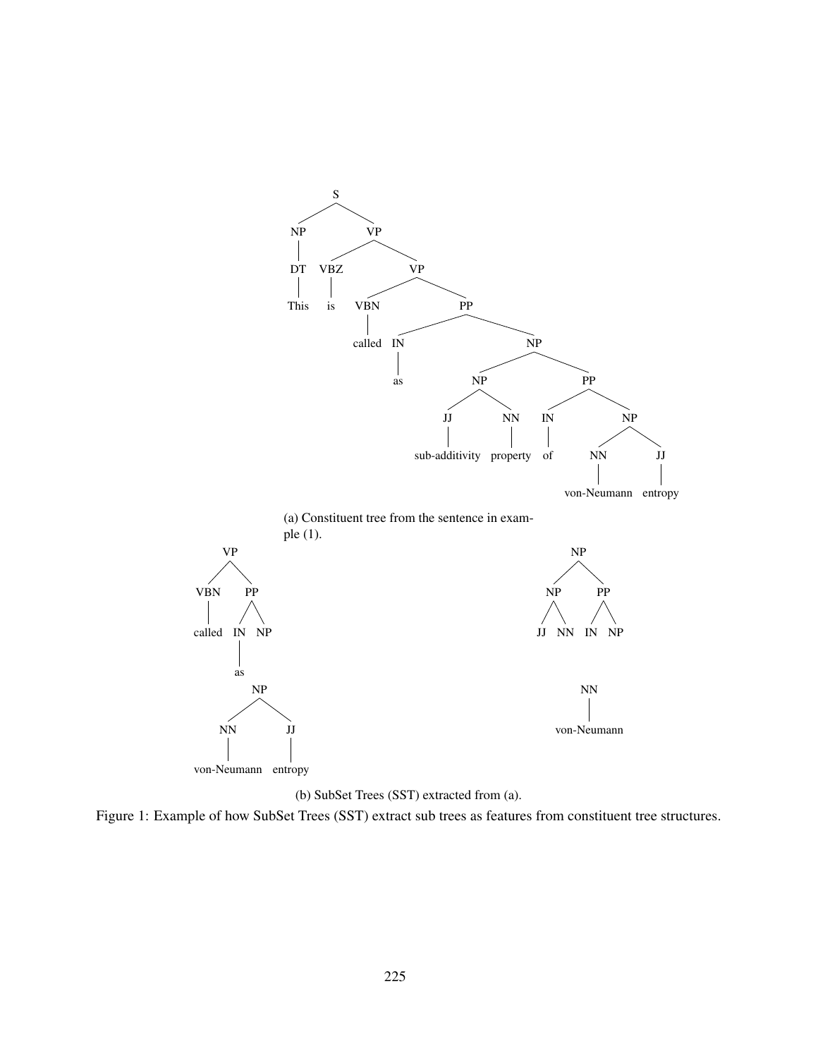(a) Constituent tree from the sentence in example (1).

(b) SubSet Trees (SST) extracted from (a).

Figure 1: Example of how SubSet Trees (SST) extract sub trees as features from constituent tree structures.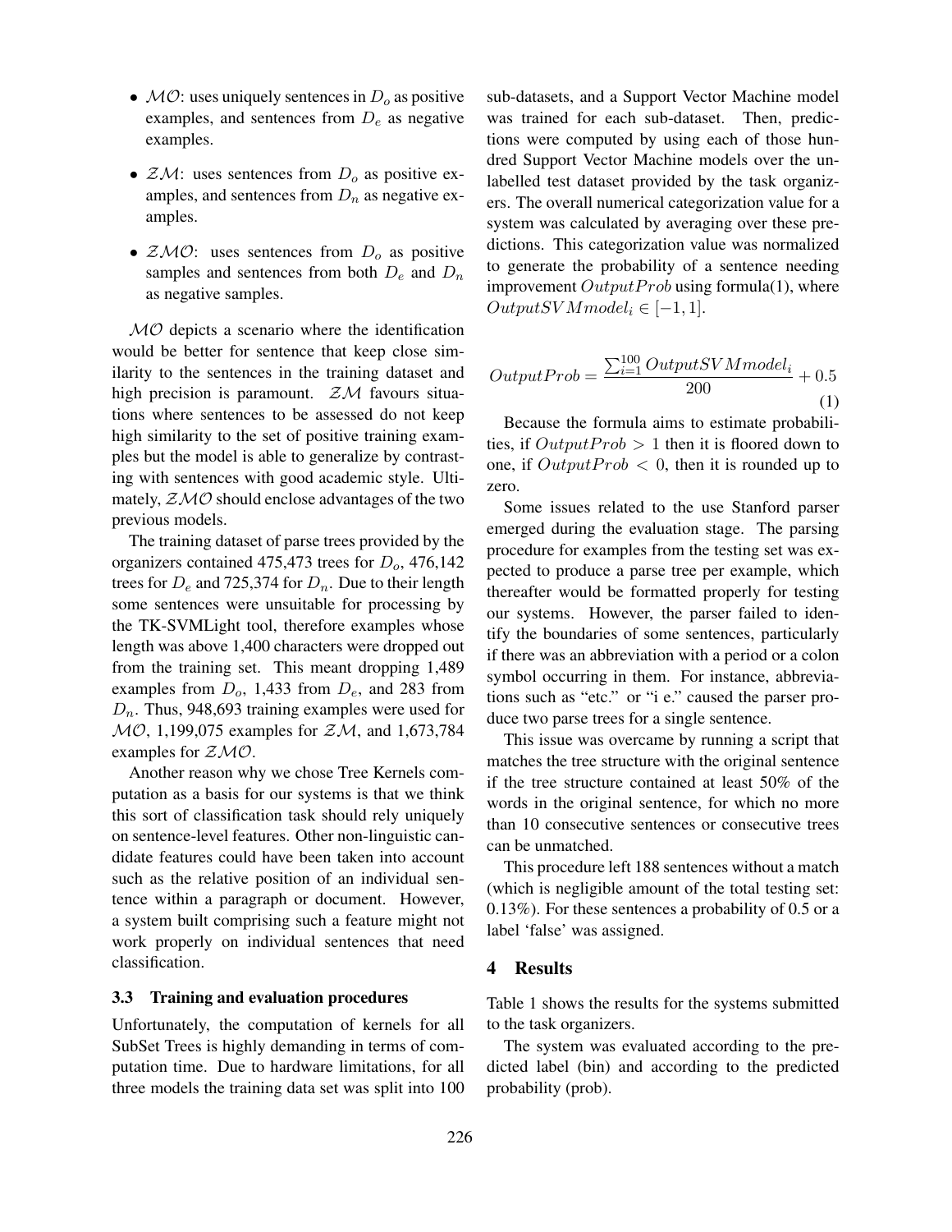- $\mathcal{MO}$: uses uniquely sentences in $D_o$ as positive examples, and sentences from $D_e$ as negative examples.
- $\mathcal{ZM}$: uses sentences from $D_o$ as positive examples, and sentences from $D_n$ as negative examples.
- $\mathcal{ZMO}$: uses sentences from $D_o$ as positive samples and sentences from both $D_e$ and $D_n$ as negative samples.

$\mathcal{MO}$ depicts a scenario where the identification would be better for sentence that keep close similarity to the sentences in the training dataset and high precision is paramount. $\mathcal{ZM}$ favours situations where sentences to be assessed do not keep high similarity to the set of positive training examples but the model is able to generalize by contrasting with sentences with good academic style. Ultimately, $\mathcal{ZMO}$ should enclose advantages of the two previous models.

The training dataset of parse trees provided by the organizers contained 475,473 trees for $D_o$, 476,142 trees for $D_e$ and 725,374 for $D_n$. Due to their length some sentences were unsuitable for processing by the TK-SVMLight tool, therefore examples whose length was above 1,400 characters were dropped out from the training set. This meant dropping 1,489 examples from $D_o$, 1,433 from $D_e$, and 283 from $D_n$. Thus, 948,693 training examples were used for $\mathcal{MO}$, 1,199,075 examples for $\mathcal{ZM}$, and 1,673,784 examples for $\mathcal{ZMO}$.

Another reason why we chose Tree Kernels computation as a basis for our systems is that we think this sort of classification task should rely uniquely on sentence-level features. Other non-linguistic candidate features could have been taken into account such as the relative position of an individual sentence within a paragraph or document. However, a system built comprising such a feature might not work properly on individual sentences that need classification.

### 3.3 Training and evaluation procedures

Unfortunately, the computation of kernels for all SubSet Trees is highly demanding in terms of computation time. Due to hardware limitations, for all three models the training data set was split into 100 sub-datasets, and a Support Vector Machine model was trained for each sub-dataset. Then, predictions were computed by using each of those hundred Support Vector Machine models over the unlabelled test dataset provided by the task organizers. The overall numerical categorization value for a system was calculated by averaging over these predictions. This categorization value was normalized to generate the probability of a sentence needing improvement $OutputProb$ using formula(1), where $OutputSVMmodel_i \in [-1, 1]$.

$$OutputProb = \frac{\sum_{i=1}^{100} OutputSVMmodel_i}{200} + 0.5 \quad (1)$$

Because the formula aims to estimate probabilities, if $OutputProb > 1$ then it is floored down to one, if $OutputProb < 0$, then it is rounded up to zero.

Some issues related to the use Stanford parser emerged during the evaluation stage. The parsing procedure for examples from the testing set was expected to produce a parse tree per example, which thereafter would be formatted properly for testing our systems. However, the parser failed to identify the boundaries of some sentences, particularly if there was an abbreviation with a period or a colon symbol occurring in them. For instance, abbreviations such as "etc." or "i e." caused the parser produce two parse trees for a single sentence.

This issue was overcame by running a script that matches the tree structure with the original sentence if the tree structure contained at least 50% of the words in the original sentence, for which no more than 10 consecutive sentences or consecutive trees can be unmatched.

This procedure left 188 sentences without a match (which is negligible amount of the total testing set: 0.13%). For these sentences a probability of 0.5 or a label 'false' was assigned.

## 4 Results

Table 1 shows the results for the systems submitted to the task organizers.

The system was evaluated according to the predicted label (bin) and according to the predicted probability (prob).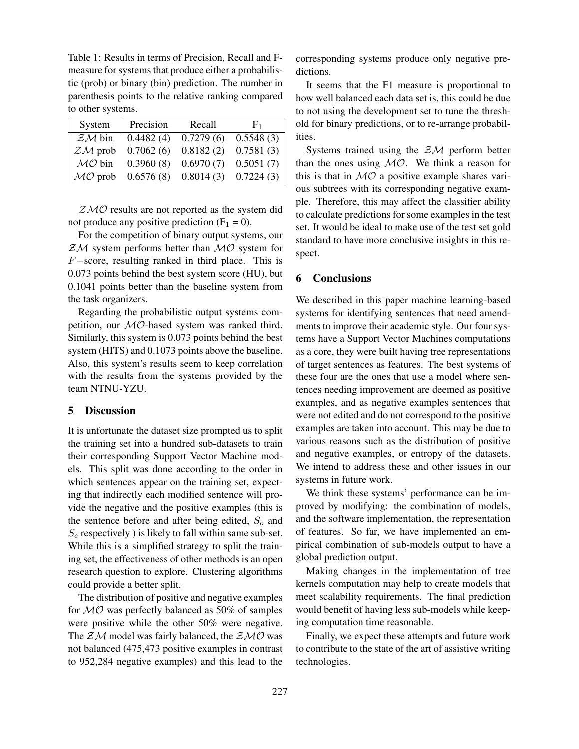Table 1: Results in terms of Precision, Recall and F-measure for systems that produce either a probabilistic (prob) or binary (bin) prediction. The number in parenthesis points to the relative ranking compared to other systems.

| System | Precision | Recall | $F_1$ |
|---|---|---|---|
| $\mathcal{ZM}$ bin | 0.4482 (4) | 0.7279 (6) | 0.5548 (3) |
| $\mathcal{ZM}$ prob | 0.7062 (6) | 0.8182 (2) | 0.7581 (3) |
| $\mathcal{MO}$ bin | 0.3960 (8) | 0.6970 (7) | 0.5051 (7) |
| $\mathcal{MO}$ prob | 0.6576 (8) | 0.8014 (3) | 0.7224 (3) |

$\mathcal{ZMO}$ results are not reported as the system did not produce any positive prediction ($F_1 = 0$).

For the competition of binary output systems, our $\mathcal{ZM}$ system performs better than $\mathcal{MO}$ system for $F-$score, resulting ranked in third place. This is 0.073 points behind the best system score (HU), but 0.1041 points better than the baseline system from the task organizers.

Regarding the probabilistic output systems competition, our $\mathcal{MO}$-based system was ranked third. Similarly, this system is 0.073 points behind the best system (HITS) and 0.1073 points above the baseline. Also, this system's results seem to keep correlation with the results from the systems provided by the team NTNU-YZU.

## 5 Discussion

It is unfortunate the dataset size prompted us to split the training set into a hundred sub-datasets to train their corresponding Support Vector Machine models. This split was done according to the order in which sentences appear on the training set, expecting that indirectly each modified sentence will provide the negative and the positive examples (this is the sentence before and after being edited, $S_o$ and $S_e$ respectively ) is likely to fall within same sub-set. While this is a simplified strategy to split the training set, the effectiveness of other methods is an open research question to explore. Clustering algorithms could provide a better split.

The distribution of positive and negative examples for $\mathcal{MO}$ was perfectly balanced as 50% of samples were positive while the other 50% were negative. The $\mathcal{ZM}$ model was fairly balanced, the $\mathcal{ZMO}$ was not balanced (475,473 positive examples in contrast to 952,284 negative examples) and this lead to the corresponding systems produce only negative predictions.

It seems that the F1 measure is proportional to how well balanced each data set is, this could be due to not using the development set to tune the threshold for binary predictions, or to re-arrange probabilities.

Systems trained using the $\mathcal{ZM}$ perform better than the ones using $\mathcal{MO}$. We think a reason for this is that in $\mathcal{MO}$ a positive example shares various subtrees with its corresponding negative example. Therefore, this may affect the classifier ability to calculate predictions for some examples in the test set. It would be ideal to make use of the test set gold standard to have more conclusive insights in this respect.

## 6 Conclusions

We described in this paper machine learning-based systems for identifying sentences that need amendments to improve their academic style. Our four systems have a Support Vector Machines computations as a core, they were built having tree representations of target sentences as features. The best systems of these four are the ones that use a model where sentences needing improvement are deemed as positive examples, and as negative examples sentences that were not edited and do not correspond to the positive examples are taken into account. This may be due to various reasons such as the distribution of positive and negative examples, or entropy of the datasets. We intend to address these and other issues in our systems in future work.

We think these systems' performance can be improved by modifying: the combination of models, and the software implementation, the representation of features. So far, we have implemented an empirical combination of sub-models output to have a global prediction output.

Making changes in the implementation of tree kernels computation may help to create models that meet scalability requirements. The final prediction would benefit of having less sub-models while keeping computation time reasonable.

Finally, we expect these attempts and future work to contribute to the state of the art of assistive writing technologies.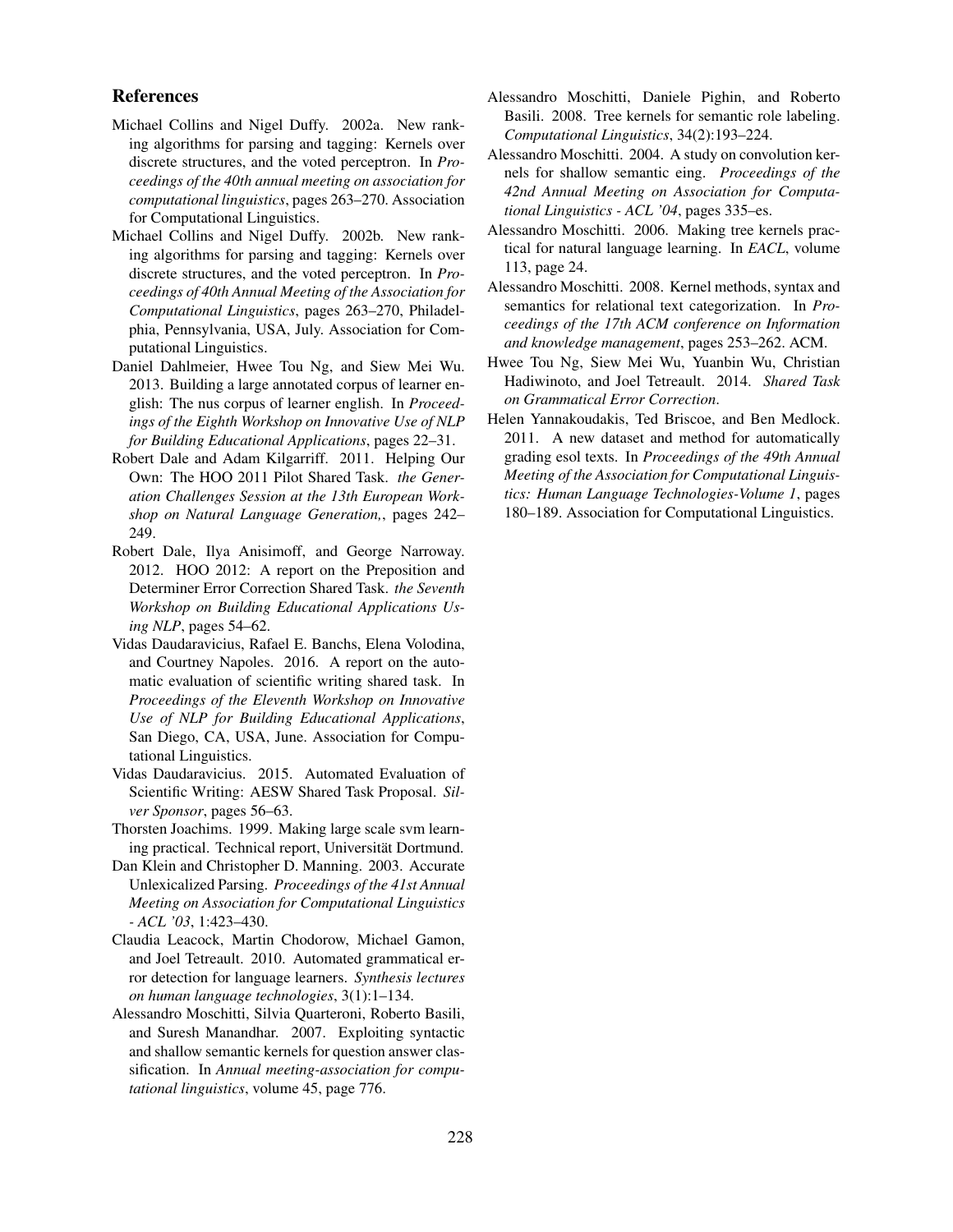## References

Michael Collins and Nigel Duffy. 2002a. New ranking algorithms for parsing and tagging: Kernels over discrete structures, and the voted perceptron. In *Proceedings of the 40th annual meeting on association for computational linguistics*, pages 263–270. Association for Computational Linguistics.

Michael Collins and Nigel Duffy. 2002b. New ranking algorithms for parsing and tagging: Kernels over discrete structures, and the voted perceptron. In *Proceedings of 40th Annual Meeting of the Association for Computational Linguistics*, pages 263–270, Philadelphia, Pennsylvania, USA, July. Association for Computational Linguistics.

Daniel Dahlmeier, Hwee Tou Ng, and Siew Mei Wu. 2013. Building a large annotated corpus of learner english: The nus corpus of learner english. In *Proceedings of the Eighth Workshop on Innovative Use of NLP for Building Educational Applications*, pages 22–31.

Robert Dale and Adam Kilgarriff. 2011. Helping Our Own: The HOO 2011 Pilot Shared Task. *the Generation Challenges Session at the 13th European Workshop on Natural Language Generation,*, pages 242–249.

Robert Dale, Ilya Anisimoff, and George Narroway. 2012. HOO 2012: A report on the Preposition and Determiner Error Correction Shared Task. *the Seventh Workshop on Building Educational Applications Using NLP*, pages 54–62.

Vidas Daudaravicius, Rafael E. Banchs, Elena Volodina, and Courtney Napoles. 2016. A report on the automatic evaluation of scientific writing shared task. In *Proceedings of the Eleventh Workshop on Innovative Use of NLP for Building Educational Applications*, San Diego, CA, USA, June. Association for Computational Linguistics.

Vidas Daudaravicius. 2015. Automated Evaluation of Scientific Writing: AESW Shared Task Proposal. *Silver Sponsor*, pages 56–63.

Thorsten Joachims. 1999. Making large scale svm learning practical. Technical report, Universität Dortmund.

Dan Klein and Christopher D. Manning. 2003. Accurate Unlexicalized Parsing. *Proceedings of the 41st Annual Meeting on Association for Computational Linguistics - ACL '03*, 1:423–430.

Claudia Leacock, Martin Chodorow, Michael Gamon, and Joel Tetreault. 2010. Automated grammatical error detection for language learners. *Synthesis lectures on human language technologies*, 3(1):1–134.

Alessandro Moschitti, Silvia Quarteroni, Roberto Basili, and Suresh Manandhar. 2007. Exploiting syntactic and shallow semantic kernels for question answer classification. In *Annual meeting-association for computational linguistics*, volume 45, page 776.

Alessandro Moschitti, Daniele Pighin, and Roberto Basili. 2008. Tree kernels for semantic role labeling. *Computational Linguistics*, 34(2):193–224.

Alessandro Moschitti. 2004. A study on convolution kernels for shallow semantic eing. *Proceedings of the 42nd Annual Meeting on Association for Computational Linguistics - ACL '04*, pages 335–es.

Alessandro Moschitti. 2006. Making tree kernels practical for natural language learning. In *EACL*, volume 113, page 24.

Alessandro Moschitti. 2008. Kernel methods, syntax and semantics for relational text categorization. In *Proceedings of the 17th ACM conference on Information and knowledge management*, pages 253–262. ACM.

Hwee Tou Ng, Siew Mei Wu, Yuanbin Wu, Christian Hadiwinoto, and Joel Tetreault. 2014. *Shared Task on Grammatical Error Correction*.

Helen Yannakoudakis, Ted Briscoe, and Ben Medlock. 2011. A new dataset and method for automatically grading esol texts. In *Proceedings of the 49th Annual Meeting of the Association for Computational Linguistics: Human Language Technologies-Volume 1*, pages 180–189. Association for Computational Linguistics.